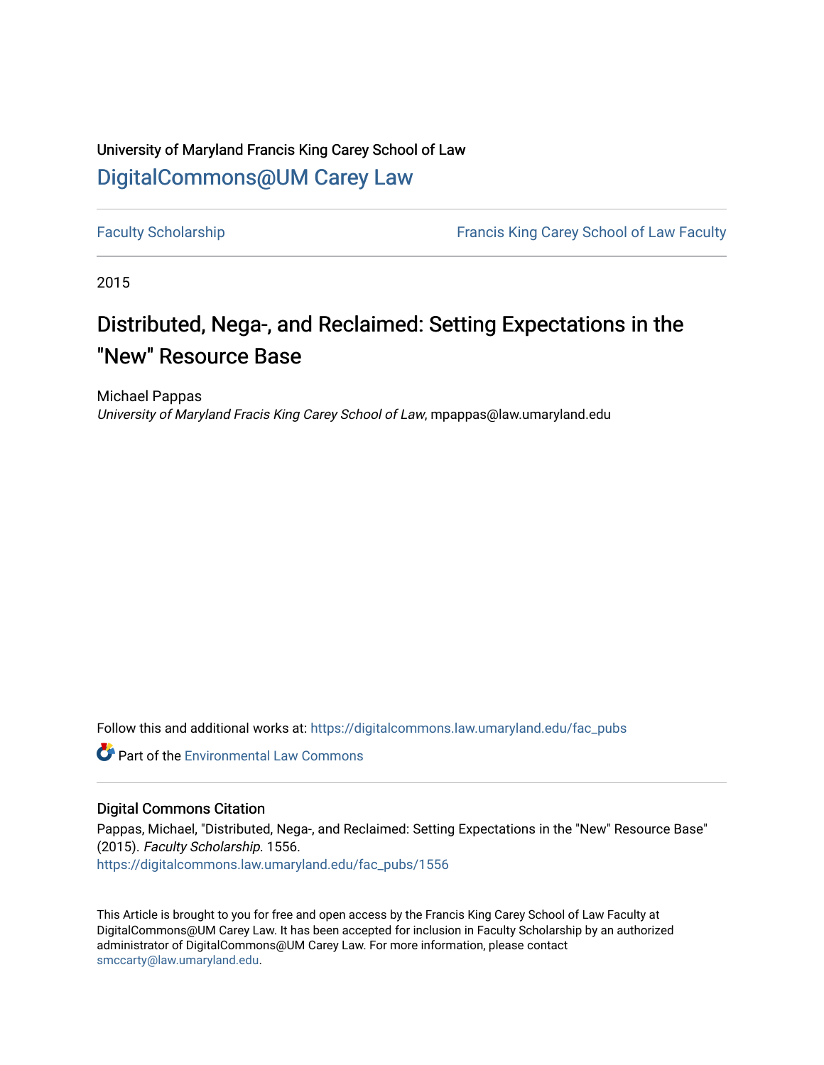University of Maryland Francis King Carey School of Law

# DigitalCommons@UM Carey Law

Faculty Scholarship | Francis King Carey School of Law Faculty

2015

# Distributed, Nega-, and Reclaimed: Setting Expectations in the "New" Resource Base

Michael Pappas
*University of Maryland Fracis King Carey School of Law*, mpappas@law.umaryland.edu

Follow this and additional works at: https://digitalcommons.law.umaryland.edu/fac_pubs

Part of the Environmental Law Commons

## Digital Commons Citation

Pappas, Michael, "Distributed, Nega-, and Reclaimed: Setting Expectations in the "New" Resource Base" (2015). *Faculty Scholarship*. 1556.
https://digitalcommons.law.umaryland.edu/fac_pubs/1556

This Article is brought to you for free and open access by the Francis King Carey School of Law Faculty at DigitalCommons@UM Carey Law. It has been accepted for inclusion in Faculty Scholarship by an authorized administrator of DigitalCommons@UM Carey Law. For more information, please contact smccarty@law.umaryland.edu.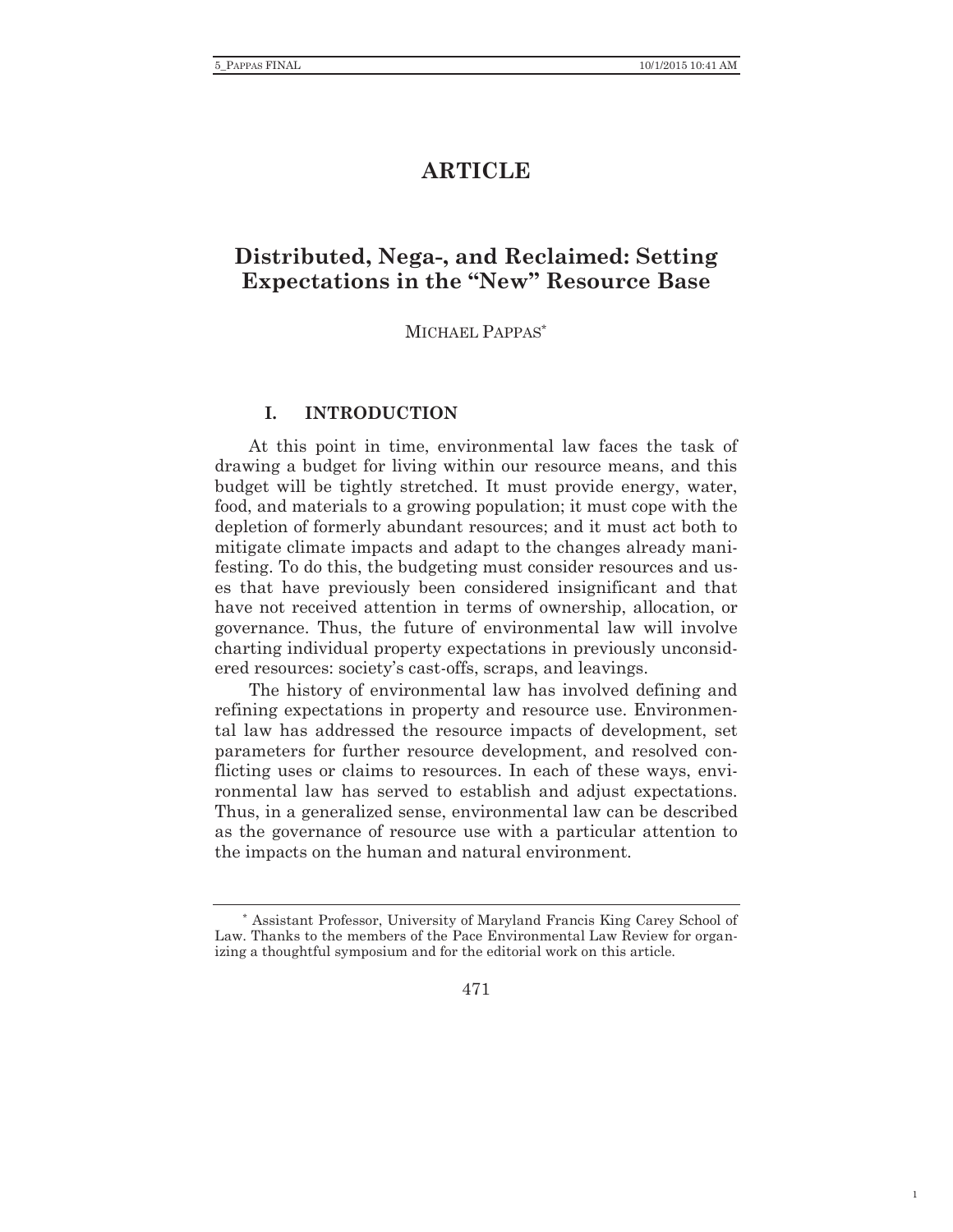# ARTICLE

## Distributed, Nega-, and Reclaimed: Setting Expectations in the "New" Resource Base

MICHAEL PAPPAS[*]

### I. INTRODUCTION

At this point in time, environmental law faces the task of drawing a budget for living within our resource means, and this budget will be tightly stretched. It must provide energy, water, food, and materials to a growing population; it must cope with the depletion of formerly abundant resources; and it must act both to mitigate climate impacts and adapt to the changes already manifesting. To do this, the budgeting must consider resources and uses that have previously been considered insignificant and that have not received attention in terms of ownership, allocation, or governance. Thus, the future of environmental law will involve charting individual property expectations in previously unconsidered resources: society's cast-offs, scraps, and leavings.

The history of environmental law has involved defining and refining expectations in property and resource use. Environmental law has addressed the resource impacts of development, set parameters for further resource development, and resolved conflicting uses or claims to resources. In each of these ways, environmental law has served to establish and adjust expectations. Thus, in a generalized sense, environmental law can be described as the governance of resource use with a particular attention to the impacts on the human and natural environment.

[*] Assistant Professor, University of Maryland Francis King Carey School of Law. Thanks to the members of the Pace Environmental Law Review for organizing a thoughtful symposium and for the editorial work on this article.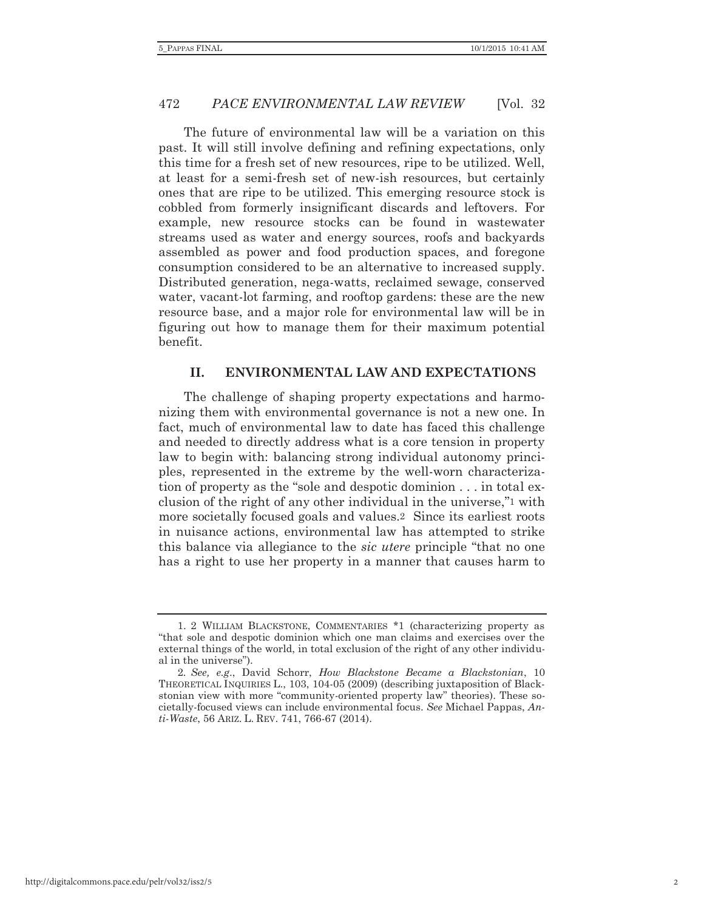The future of environmental law will be a variation on this past. It will still involve defining and refining expectations, only this time for a fresh set of new resources, ripe to be utilized. Well, at least for a semi-fresh set of new-ish resources, but certainly ones that are ripe to be utilized. This emerging resource stock is cobbled from formerly insignificant discards and leftovers. For example, new resource stocks can be found in wastewater streams used as water and energy sources, roofs and backyards assembled as power and food production spaces, and foregone consumption considered to be an alternative to increased supply. Distributed generation, nega-watts, reclaimed sewage, conserved water, vacant-lot farming, and rooftop gardens: these are the new resource base, and a major role for environmental law will be in figuring out how to manage them for their maximum potential benefit.

## II. ENVIRONMENTAL LAW AND EXPECTATIONS

The challenge of shaping property expectations and harmonizing them with environmental governance is not a new one. In fact, much of environmental law to date has faced this challenge and needed to directly address what is a core tension in property law to begin with: balancing strong individual autonomy principles, represented in the extreme by the well-worn characterization of property as the "sole and despotic dominion . . . in total exclusion of the right of any other individual in the universe,"[1] with more societally focused goals and values.[2] Since its earliest roots in nuisance actions, environmental law has attempted to strike this balance via allegiance to the *sic utere* principle "that no one has a right to use her property in a manner that causes harm to

---

1. 2 WILLIAM BLACKSTONE, COMMENTARIES *1 (characterizing property as "that sole and despotic dominion which one man claims and exercises over the external things of the world, in total exclusion of the right of any other individual in the universe").

2. *See, e.g.*, David Schorr, *How Blackstone Became a Blackstonian*, 10 THEORETICAL INQUIRIES L., 103, 104-05 (2009) (describing juxtaposition of Blackstonian view with more "community-oriented property law" theories). These societally-focused views can include environmental focus. *See* Michael Pappas, *Anti-Waste*, 56 ARIZ. L. REV. 741, 766-67 (2014).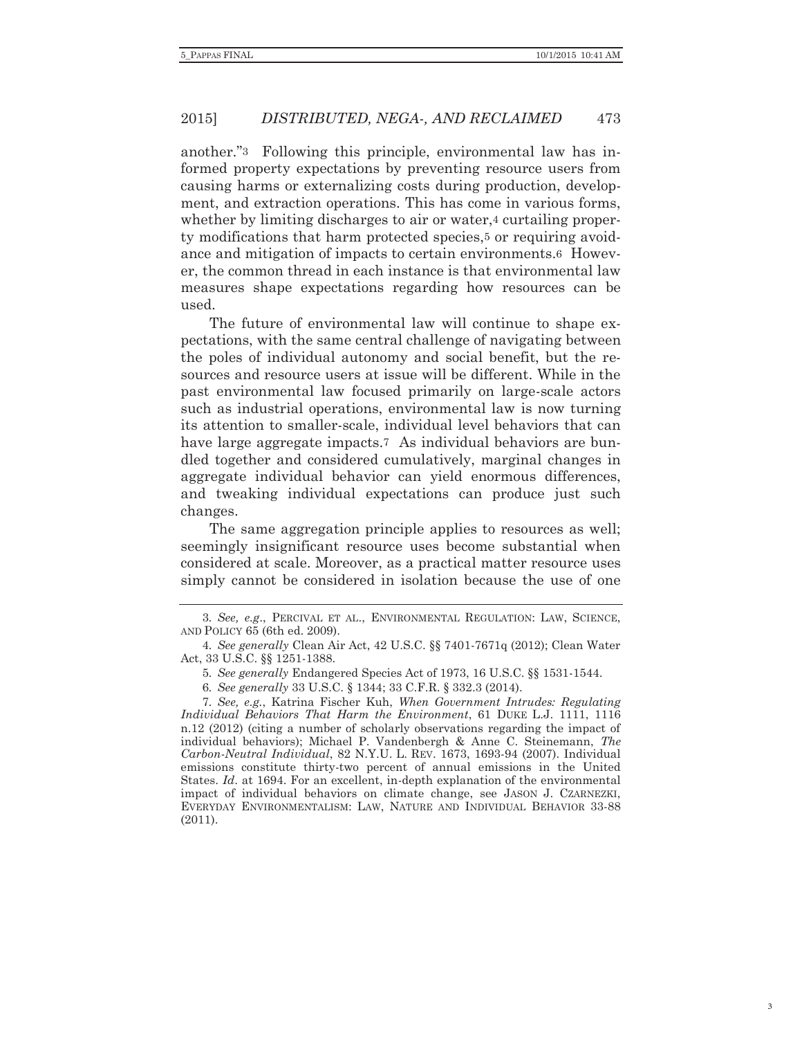another."[3] Following this principle, environmental law has informed property expectations by preventing resource users from causing harms or externalizing costs during production, development, and extraction operations. This has come in various forms, whether by limiting discharges to air or water,[4] curtailing property modifications that harm protected species,[5] or requiring avoidance and mitigation of impacts to certain environments.[6] However, the common thread in each instance is that environmental law measures shape expectations regarding how resources can be used.

The future of environmental law will continue to shape expectations, with the same central challenge of navigating between the poles of individual autonomy and social benefit, but the resources and resource users at issue will be different. While in the past environmental law focused primarily on large-scale actors such as industrial operations, environmental law is now turning its attention to smaller-scale, individual level behaviors that can have large aggregate impacts.[7] As individual behaviors are bundled together and considered cumulatively, marginal changes in aggregate individual behavior can yield enormous differences, and tweaking individual expectations can produce just such changes.

The same aggregation principle applies to resources as well; seemingly insignificant resource uses become substantial when considered at scale. Moreover, as a practical matter resource uses simply cannot be considered in isolation because the use of one

---

3. *See, e.g.*, PERCIVAL ET AL., ENVIRONMENTAL REGULATION: LAW, SCIENCE, AND POLICY 65 (6th ed. 2009).

4. *See generally* Clean Air Act, 42 U.S.C. §§ 7401-7671q (2012); Clean Water Act, 33 U.S.C. §§ 1251-1388.

5. *See generally* Endangered Species Act of 1973, 16 U.S.C. §§ 1531-1544.

6. *See generally* 33 U.S.C. § 1344; 33 C.F.R. § 332.3 (2014).

7. *See, e.g.*, Katrina Fischer Kuh, *When Government Intrudes: Regulating Individual Behaviors That Harm the Environment*, 61 DUKE L.J. 1111, 1116 n.12 (2012) (citing a number of scholarly observations regarding the impact of individual behaviors); Michael P. Vandenbergh & Anne C. Steinemann, *The Carbon-Neutral Individual*, 82 N.Y.U. L. REV. 1673, 1693-94 (2007). Individual emissions constitute thirty-two percent of annual emissions in the United States. *Id*. at 1694. For an excellent, in-depth explanation of the environmental impact of individual behaviors on climate change, see JASON J. CZARNEZKI, EVERYDAY ENVIRONMENTALISM: LAW, NATURE AND INDIVIDUAL BEHAVIOR 33-88 (2011).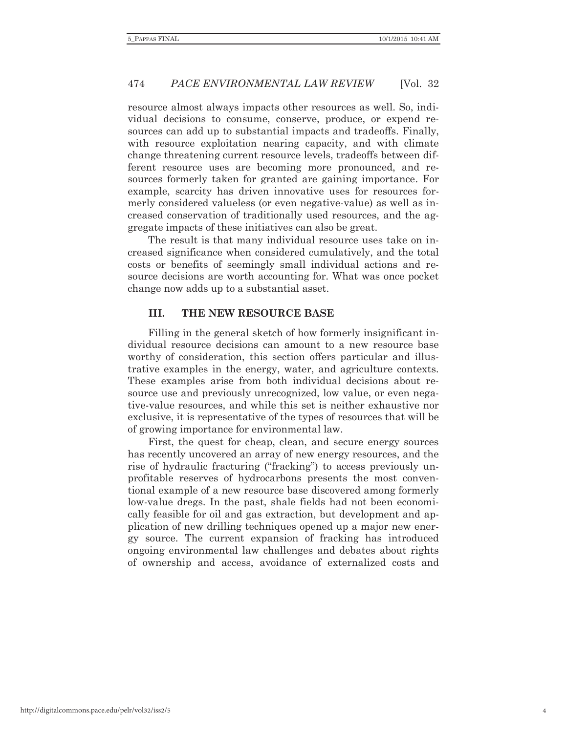resource almost always impacts other resources as well. So, individual decisions to consume, conserve, produce, or expend resources can add up to substantial impacts and tradeoffs. Finally, with resource exploitation nearing capacity, and with climate change threatening current resource levels, tradeoffs between different resource uses are becoming more pronounced, and resources formerly taken for granted are gaining importance. For example, scarcity has driven innovative uses for resources formerly considered valueless (or even negative-value) as well as increased conservation of traditionally used resources, and the aggregate impacts of these initiatives can also be great.

The result is that many individual resource uses take on increased significance when considered cumulatively, and the total costs or benefits of seemingly small individual actions and resource decisions are worth accounting for. What was once pocket change now adds up to a substantial asset.

## III. THE NEW RESOURCE BASE

Filling in the general sketch of how formerly insignificant individual resource decisions can amount to a new resource base worthy of consideration, this section offers particular and illustrative examples in the energy, water, and agriculture contexts. These examples arise from both individual decisions about resource use and previously unrecognized, low value, or even negative-value resources, and while this set is neither exhaustive nor exclusive, it is representative of the types of resources that will be of growing importance for environmental law.

First, the quest for cheap, clean, and secure energy sources has recently uncovered an array of new energy resources, and the rise of hydraulic fracturing ("fracking") to access previously unprofitable reserves of hydrocarbons presents the most conventional example of a new resource base discovered among formerly low-value dregs. In the past, shale fields had not been economically feasible for oil and gas extraction, but development and application of new drilling techniques opened up a major new energy source. The current expansion of fracking has introduced ongoing environmental law challenges and debates about rights of ownership and access, avoidance of externalized costs and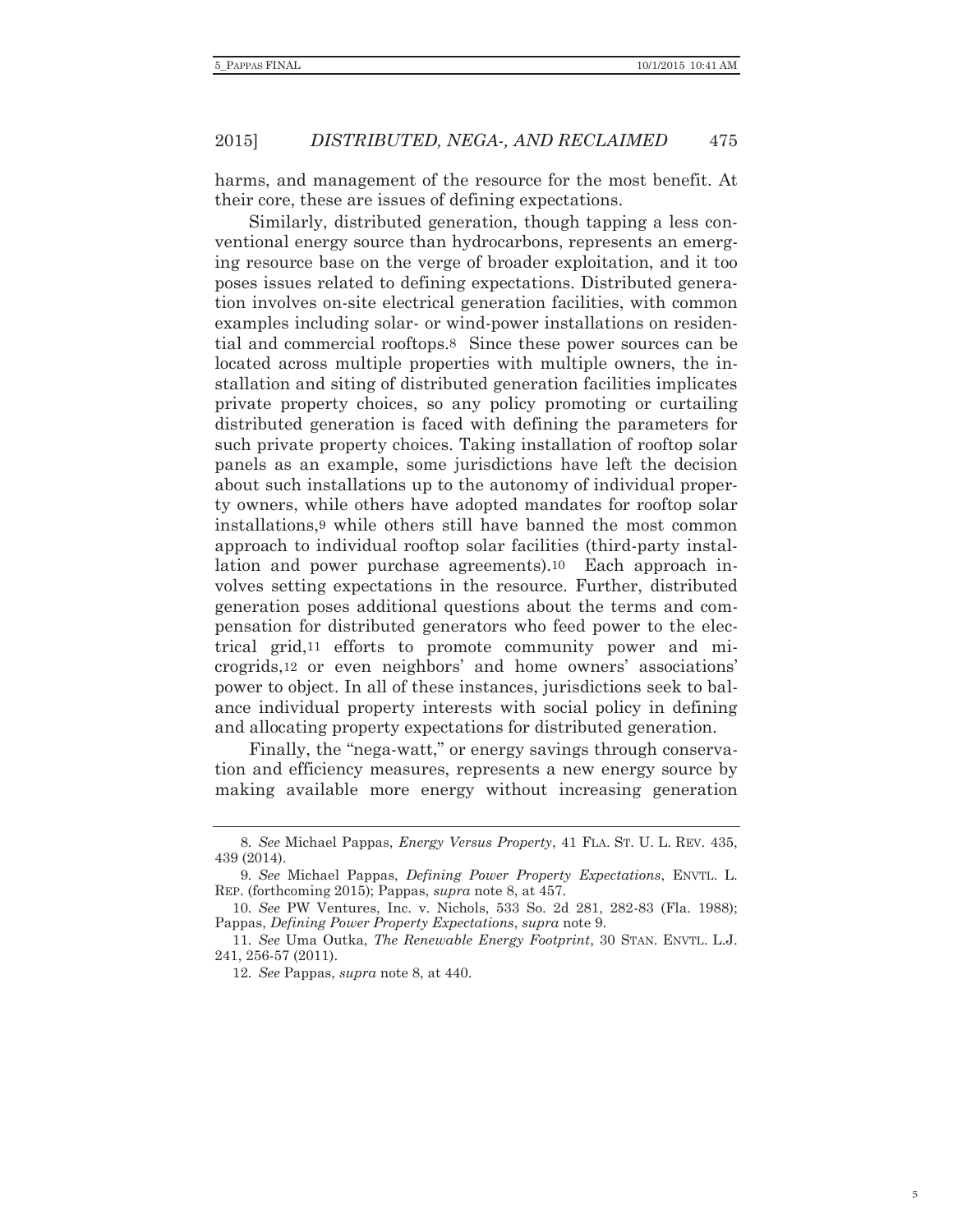harms, and management of the resource for the most benefit. At their core, these are issues of defining expectations.

Similarly, distributed generation, though tapping a less conventional energy source than hydrocarbons, represents an emerging resource base on the verge of broader exploitation, and it too poses issues related to defining expectations. Distributed generation involves on-site electrical generation facilities, with common examples including solar- or wind-power installations on residential and commercial rooftops.[8] Since these power sources can be located across multiple properties with multiple owners, the installation and siting of distributed generation facilities implicates private property choices, so any policy promoting or curtailing distributed generation is faced with defining the parameters for such private property choices. Taking installation of rooftop solar panels as an example, some jurisdictions have left the decision about such installations up to the autonomy of individual property owners, while others have adopted mandates for rooftop solar installations,[9] while others still have banned the most common approach to individual rooftop solar facilities (third-party installation and power purchase agreements).[10] Each approach involves setting expectations in the resource. Further, distributed generation poses additional questions about the terms and compensation for distributed generators who feed power to the electrical grid,[11] efforts to promote community power and microgrids,[12] or even neighbors' and home owners' associations' power to object. In all of these instances, jurisdictions seek to balance individual property interests with social policy in defining and allocating property expectations for distributed generation.

Finally, the "nega-watt," or energy savings through conservation and efficiency measures, represents a new energy source by making available more energy without increasing generation

---

8. *See* Michael Pappas, *Energy Versus Property*, 41 FLA. ST. U. L. REV. 435, 439 (2014).

9. *See* Michael Pappas, *Defining Power Property Expectations*, ENVTL. L. REP. (forthcoming 2015); Pappas, *supra* note 8, at 457.

10. *See* PW Ventures, Inc. v. Nichols, 533 So. 2d 281, 282-83 (Fla. 1988); Pappas, *Defining Power Property Expectations*, *supra* note 9.

11. *See* Uma Outka, *The Renewable Energy Footprint*, 30 STAN. ENVTL. L.J. 241, 256-57 (2011).

12. *See* Pappas, *supra* note 8, at 440.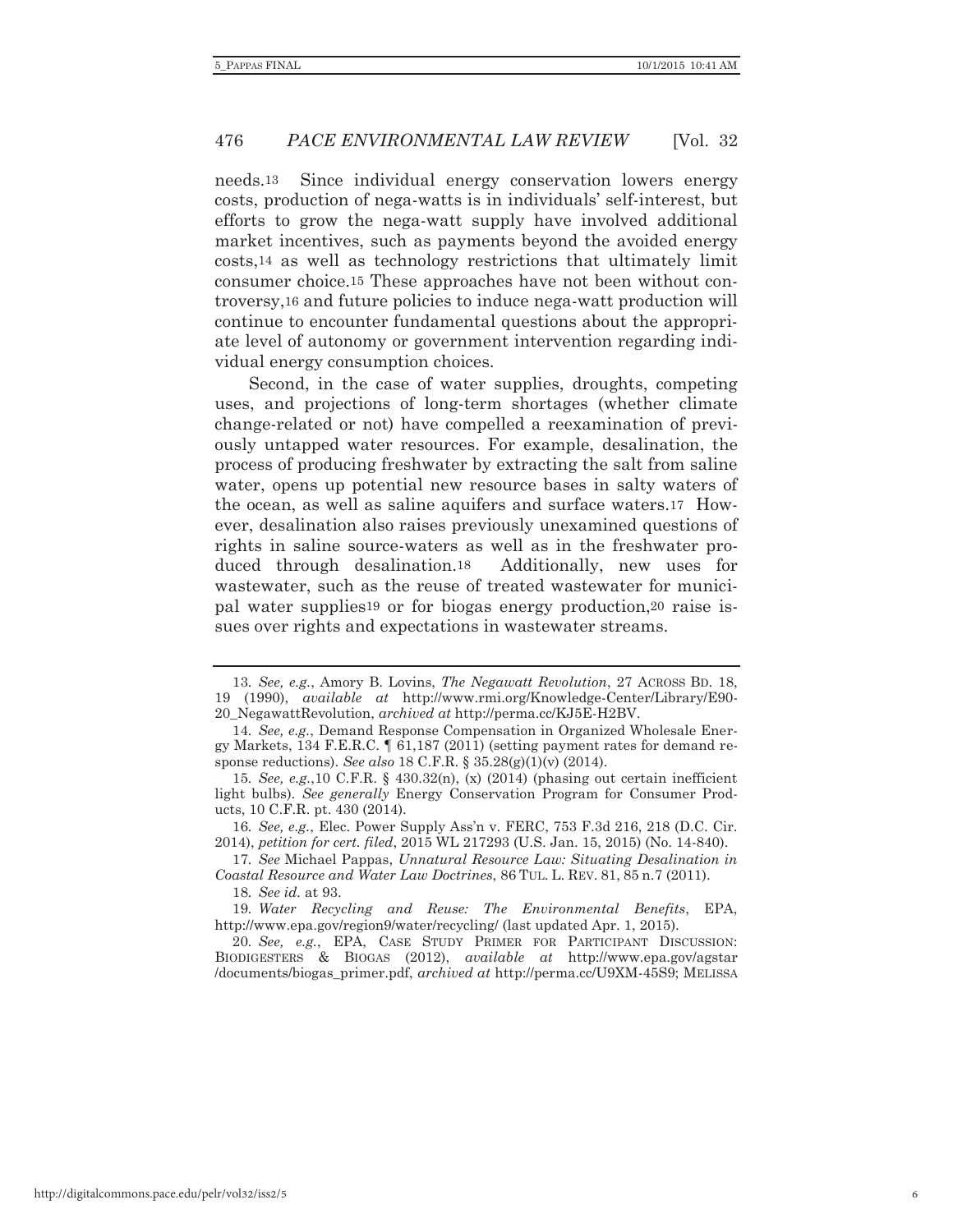needs.[13] Since individual energy conservation lowers energy costs, production of nega-watts is in individuals' self-interest, but efforts to grow the nega-watt supply have involved additional market incentives, such as payments beyond the avoided energy costs,[14] as well as technology restrictions that ultimately limit consumer choice.[15] These approaches have not been without controversy,[16] and future policies to induce nega-watt production will continue to encounter fundamental questions about the appropriate level of autonomy or government intervention regarding individual energy consumption choices.

Second, in the case of water supplies, droughts, competing uses, and projections of long-term shortages (whether climate change-related or not) have compelled a reexamination of previously untapped water resources. For example, desalination, the process of producing freshwater by extracting the salt from saline water, opens up potential new resource bases in salty waters of the ocean, as well as saline aquifers and surface waters.[17] However, desalination also raises previously unexamined questions of rights in saline source-waters as well as in the freshwater produced through desalination.[18] Additionally, new uses for wastewater, such as the reuse of treated wastewater for municipal water supplies[19] or for biogas energy production,[20] raise issues over rights and expectations in wastewater streams.

---

13. *See, e.g.*, Amory B. Lovins, *The Negawatt Revolution*, 27 ACROSS BD. 18, 19 (1990), *available at* http://www.rmi.org/Knowledge-Center/Library/E90-20_NegawattRevolution, *archived at* http://perma.cc/KJ5E-H2BV.

14. *See, e.g.*, Demand Response Compensation in Organized Wholesale Energy Markets, 134 F.E.R.C. ¶ 61,187 (2011) (setting payment rates for demand response reductions). *See also* 18 C.F.R. § 35.28(g)(1)(v) (2014).

15. *See, e.g.*,10 C.F.R. § 430.32(n), (x) (2014) (phasing out certain inefficient light bulbs). *See generally* Energy Conservation Program for Consumer Products, 10 C.F.R. pt. 430 (2014).

16. *See, e.g.*, Elec. Power Supply Ass'n v. FERC, 753 F.3d 216, 218 (D.C. Cir. 2014), *petition for cert. filed*, 2015 WL 217293 (U.S. Jan. 15, 2015) (No. 14-840).

17. *See* Michael Pappas, *Unnatural Resource Law: Situating Desalination in Coastal Resource and Water Law Doctrines*, 86 TUL. L. REV. 81, 85 n.7 (2011).

18. *See id.* at 93.

19. *Water Recycling and Reuse: The Environmental Benefits*, EPA, http://www.epa.gov/region9/water/recycling/ (last updated Apr. 1, 2015).

20. *See, e.g.*, EPA, CASE STUDY PRIMER FOR PARTICIPANT DISCUSSION: BIODIGESTERS & BIOGAS (2012), *available at* http://www.epa.gov/agstar/documents/biogas_primer.pdf, *archived at* http://perma.cc/U9XM-45S9; MELISSA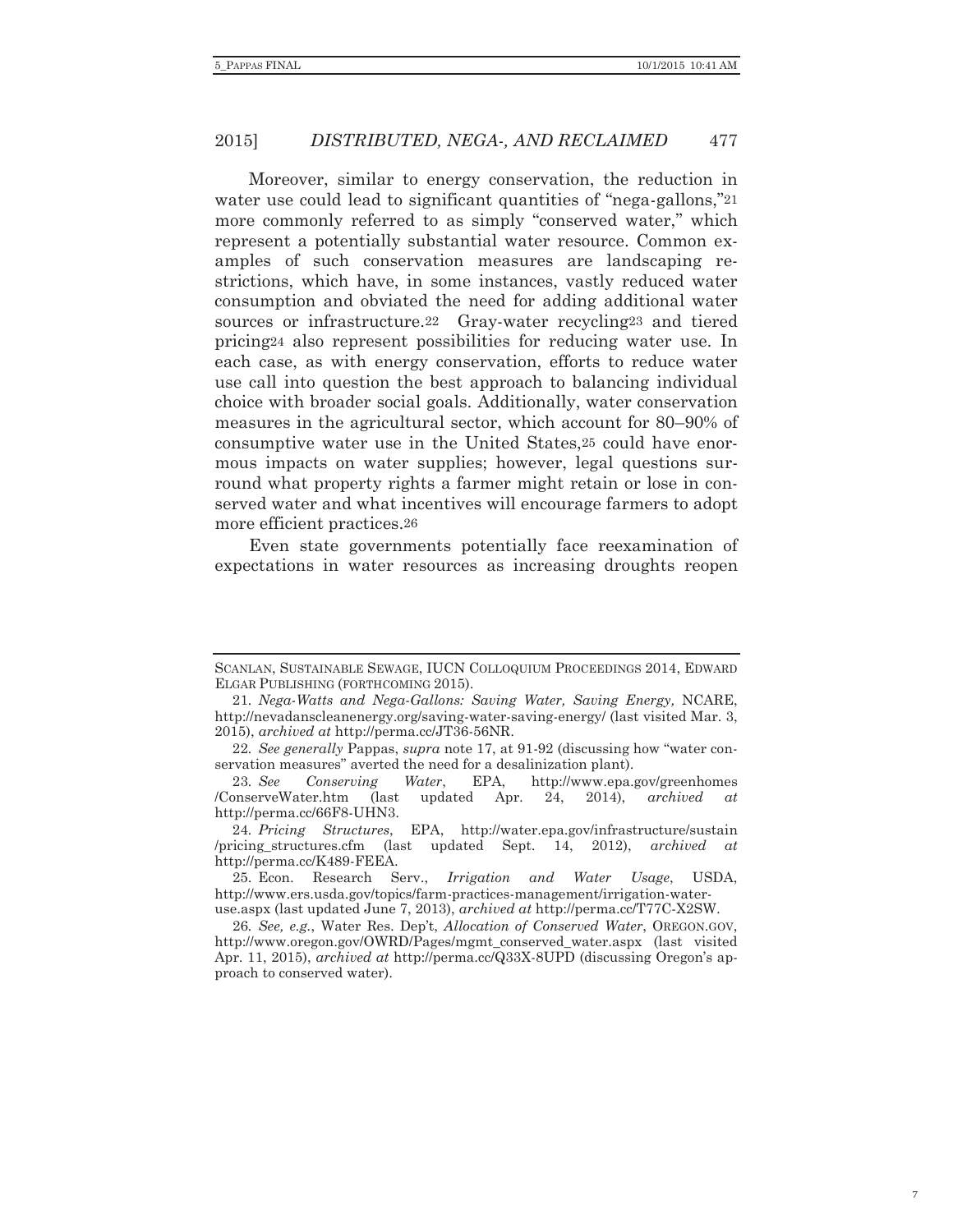Moreover, similar to energy conservation, the reduction in water use could lead to significant quantities of "nega-gallons,"[21] more commonly referred to as simply "conserved water," which represent a potentially substantial water resource. Common examples of such conservation measures are landscaping restrictions, which have, in some instances, vastly reduced water consumption and obviated the need for adding additional water sources or infrastructure.[22] Gray-water recycling[23] and tiered pricing[24] also represent possibilities for reducing water use. In each case, as with energy conservation, efforts to reduce water use call into question the best approach to balancing individual choice with broader social goals. Additionally, water conservation measures in the agricultural sector, which account for 80–90% of consumptive water use in the United States,[25] could have enormous impacts on water supplies; however, legal questions surround what property rights a farmer might retain or lose in conserved water and what incentives will encourage farmers to adopt more efficient practices.[26]

Even state governments potentially face reexamination of expectations in water resources as increasing droughts reopen

---

SCANLAN, SUSTAINABLE SEWAGE, IUCN COLLOQUIUM PROCEEDINGS 2014, EDWARD ELGAR PUBLISHING (FORTHCOMING 2015).

21. *Nega-Watts and Nega-Gallons: Saving Water, Saving Energy,* NCARE, http://nevadanscleanenergy.org/saving-water-saving-energy/ (last visited Mar. 3, 2015), *archived at* http://perma.cc/JT36-56NR.

22. *See generally* Pappas, *supra* note 17, at 91-92 (discussing how "water conservation measures" averted the need for a desalinization plant).

23. *See Conserving Water*, EPA, http://www.epa.gov/greenhomes/ConserveWater.htm (last updated Apr. 24, 2014), *archived at* http://perma.cc/66F8-UHN3.

24. *Pricing Structures*, EPA, http://water.epa.gov/infrastructure/sustain/pricing_structures.cfm (last updated Sept. 14, 2012), *archived at* http://perma.cc/K489-FEEA.

25. Econ. Research Serv., *Irrigation and Water Usage*, USDA, http://www.ers.usda.gov/topics/farm-practices-management/irrigation-water-use.aspx (last updated June 7, 2013), *archived at* http://perma.cc/T77C-X2SW.

26. *See, e.g.*, Water Res. Dep't, *Allocation of Conserved Water*, OREGON.GOV, http://www.oregon.gov/OWRD/Pages/mgmt_conserved_water.aspx (last visited Apr. 11, 2015), *archived at* http://perma.cc/Q33X-8UPD (discussing Oregon's approach to conserved water).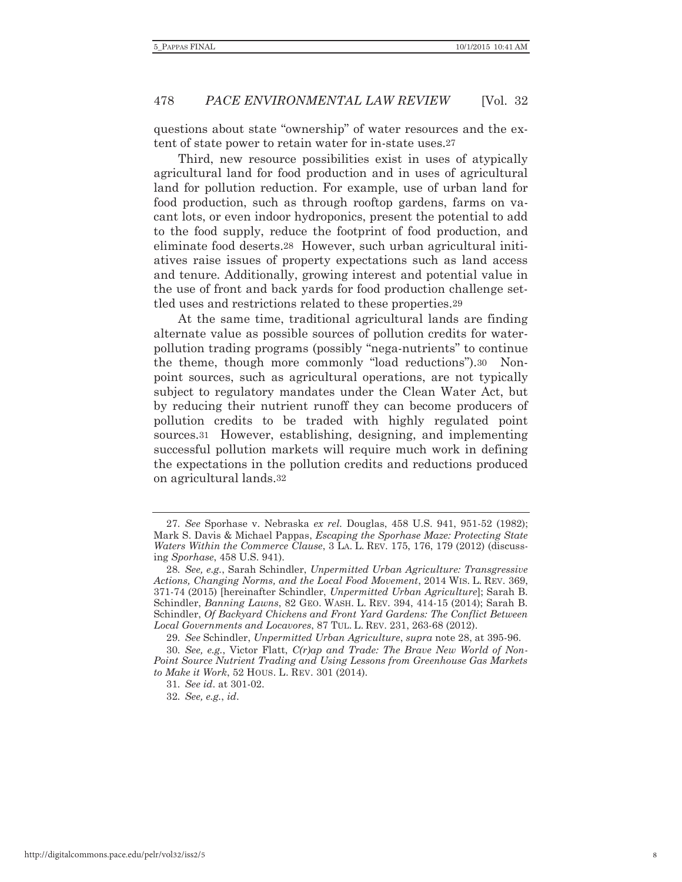questions about state "ownership" of water resources and the extent of state power to retain water for in-state uses.[27]

Third, new resource possibilities exist in uses of atypically agricultural land for food production and in uses of agricultural land for pollution reduction. For example, use of urban land for food production, such as through rooftop gardens, farms on vacant lots, or even indoor hydroponics, present the potential to add to the food supply, reduce the footprint of food production, and eliminate food deserts.[28] However, such urban agricultural initiatives raise issues of property expectations such as land access and tenure. Additionally, growing interest and potential value in the use of front and back yards for food production challenge settled uses and restrictions related to these properties.[29]

At the same time, traditional agricultural lands are finding alternate value as possible sources of pollution credits for water-pollution trading programs (possibly "nega-nutrients" to continue the theme, though more commonly "load reductions").[30] Non-point sources, such as agricultural operations, are not typically subject to regulatory mandates under the Clean Water Act, but by reducing their nutrient runoff they can become producers of pollution credits to be traded with highly regulated point sources.[31] However, establishing, designing, and implementing successful pollution markets will require much work in defining the expectations in the pollution credits and reductions produced on agricultural lands.[32]

---

27. *See* Sporhase v. Nebraska *ex rel.* Douglas, 458 U.S. 941, 951-52 (1982); Mark S. Davis & Michael Pappas, *Escaping the Sporhase Maze: Protecting State Waters Within the Commerce Clause*, 3 LA. L. REV. 175, 176, 179 (2012) (discussing *Sporhase*, 458 U.S. 941).

28. *See, e.g.*, Sarah Schindler, *Unpermitted Urban Agriculture: Transgressive Actions, Changing Norms, and the Local Food Movement*, 2014 WIS. L. REV. 369, 371-74 (2015) [hereinafter Schindler, *Unpermitted Urban Agriculture*]; Sarah B. Schindler, *Banning Lawns*, 82 GEO. WASH. L. REV. 394, 414-15 (2014); Sarah B. Schindler, *Of Backyard Chickens and Front Yard Gardens: The Conflict Between Local Governments and Locavores*, 87 TUL. L. REV. 231, 263-68 (2012).

29. *See* Schindler, *Unpermitted Urban Agriculture*, *supra* note 28, at 395-96.

30. *See, e.g.*, Victor Flatt, *C(r)ap and Trade: The Brave New World of Non-Point Source Nutrient Trading and Using Lessons from Greenhouse Gas Markets to Make it Work*, 52 HOUS. L. REV. 301 (2014).

31. *See id*. at 301-02.

32. *See, e.g.*, *id*.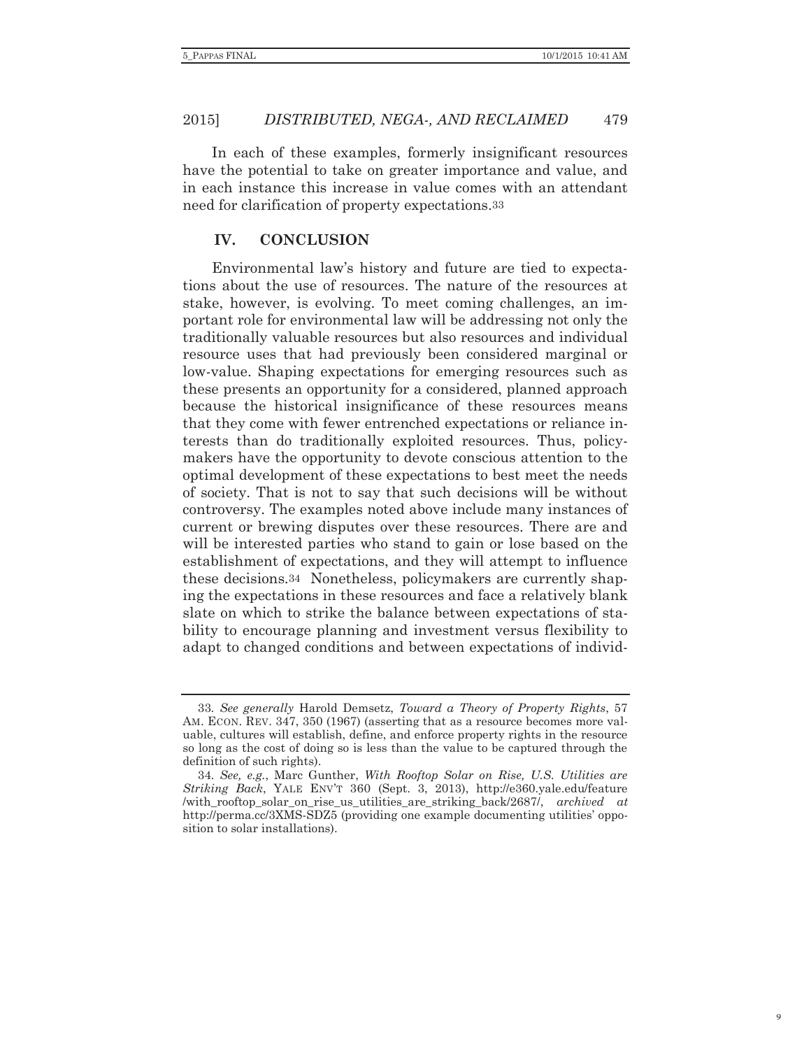In each of these examples, formerly insignificant resources have the potential to take on greater importance and value, and in each instance this increase in value comes with an attendant need for clarification of property expectations.[33]

## IV. CONCLUSION

Environmental law's history and future are tied to expectations about the use of resources. The nature of the resources at stake, however, is evolving. To meet coming challenges, an important role for environmental law will be addressing not only the traditionally valuable resources but also resources and individual resource uses that had previously been considered marginal or low-value. Shaping expectations for emerging resources such as these presents an opportunity for a considered, planned approach because the historical insignificance of these resources means that they come with fewer entrenched expectations or reliance interests than do traditionally exploited resources. Thus, policymakers have the opportunity to devote conscious attention to the optimal development of these expectations to best meet the needs of society. That is not to say that such decisions will be without controversy. The examples noted above include many instances of current or brewing disputes over these resources. There are and will be interested parties who stand to gain or lose based on the establishment of expectations, and they will attempt to influence these decisions.[34] Nonetheless, policymakers are currently shaping the expectations in these resources and face a relatively blank slate on which to strike the balance between expectations of stability to encourage planning and investment versus flexibility to adapt to changed conditions and between expectations of individ-

---

33. *See generally* Harold Demsetz, *Toward a Theory of Property Rights*, 57 AM. ECON. REV. 347, 350 (1967) (asserting that as a resource becomes more valuable, cultures will establish, define, and enforce property rights in the resource so long as the cost of doing so is less than the value to be captured through the definition of such rights).

34. *See, e.g.*, Marc Gunther, *With Rooftop Solar on Rise, U.S. Utilities are Striking Back*, YALE ENV'T 360 (Sept. 3, 2013), http://e360.yale.edu/feature/with_rooftop_solar_on_rise_us_utilities_are_striking_back/2687/, *archived at* http://perma.cc/3XMS-SDZ5 (providing one example documenting utilities' opposition to solar installations).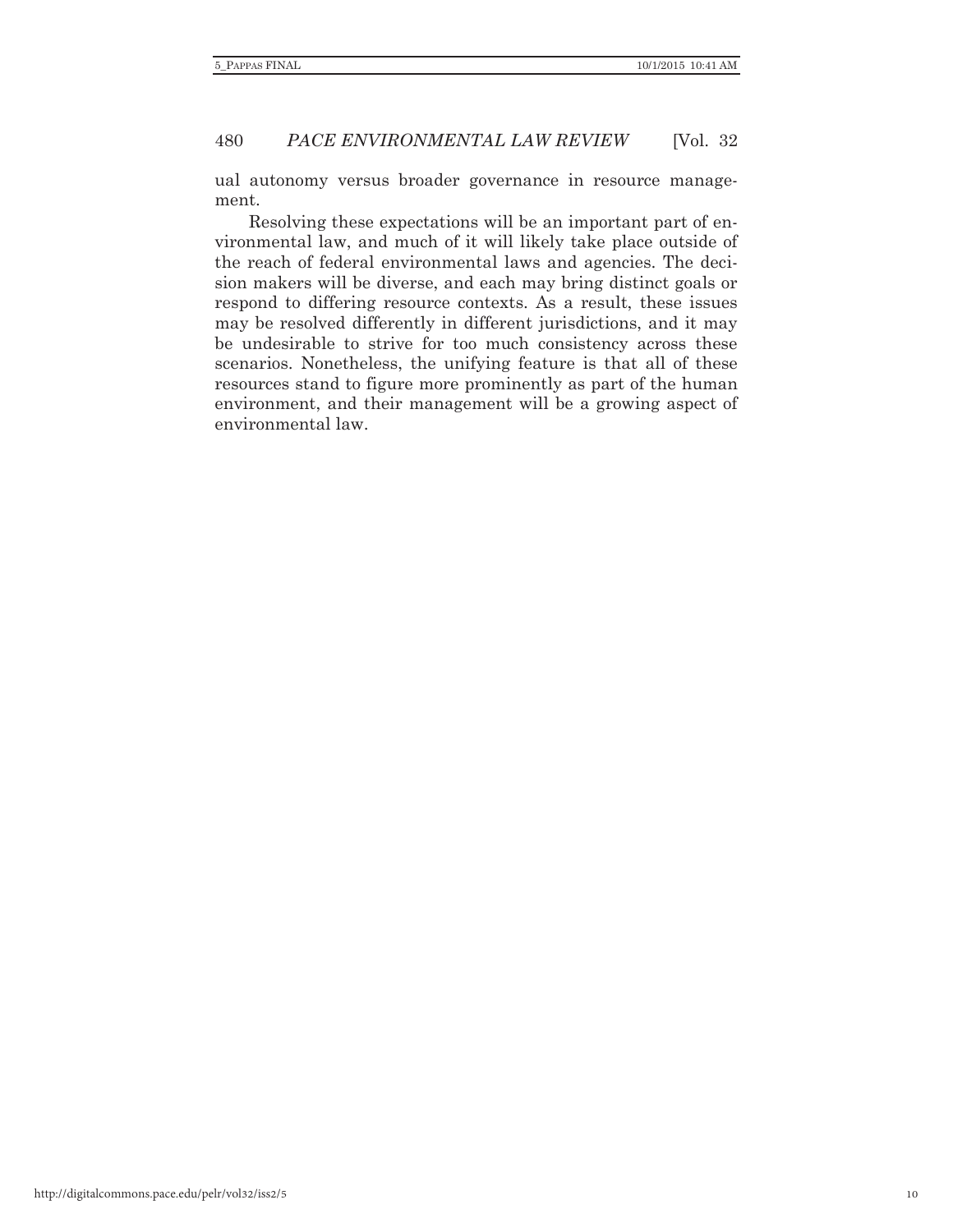ual autonomy versus broader governance in resource management.

Resolving these expectations will be an important part of environmental law, and much of it will likely take place outside of the reach of federal environmental laws and agencies. The decision makers will be diverse, and each may bring distinct goals or respond to differing resource contexts. As a result, these issues may be resolved differently in different jurisdictions, and it may be undesirable to strive for too much consistency across these scenarios. Nonetheless, the unifying feature is that all of these resources stand to figure more prominently as part of the human environment, and their management will be a growing aspect of environmental law.